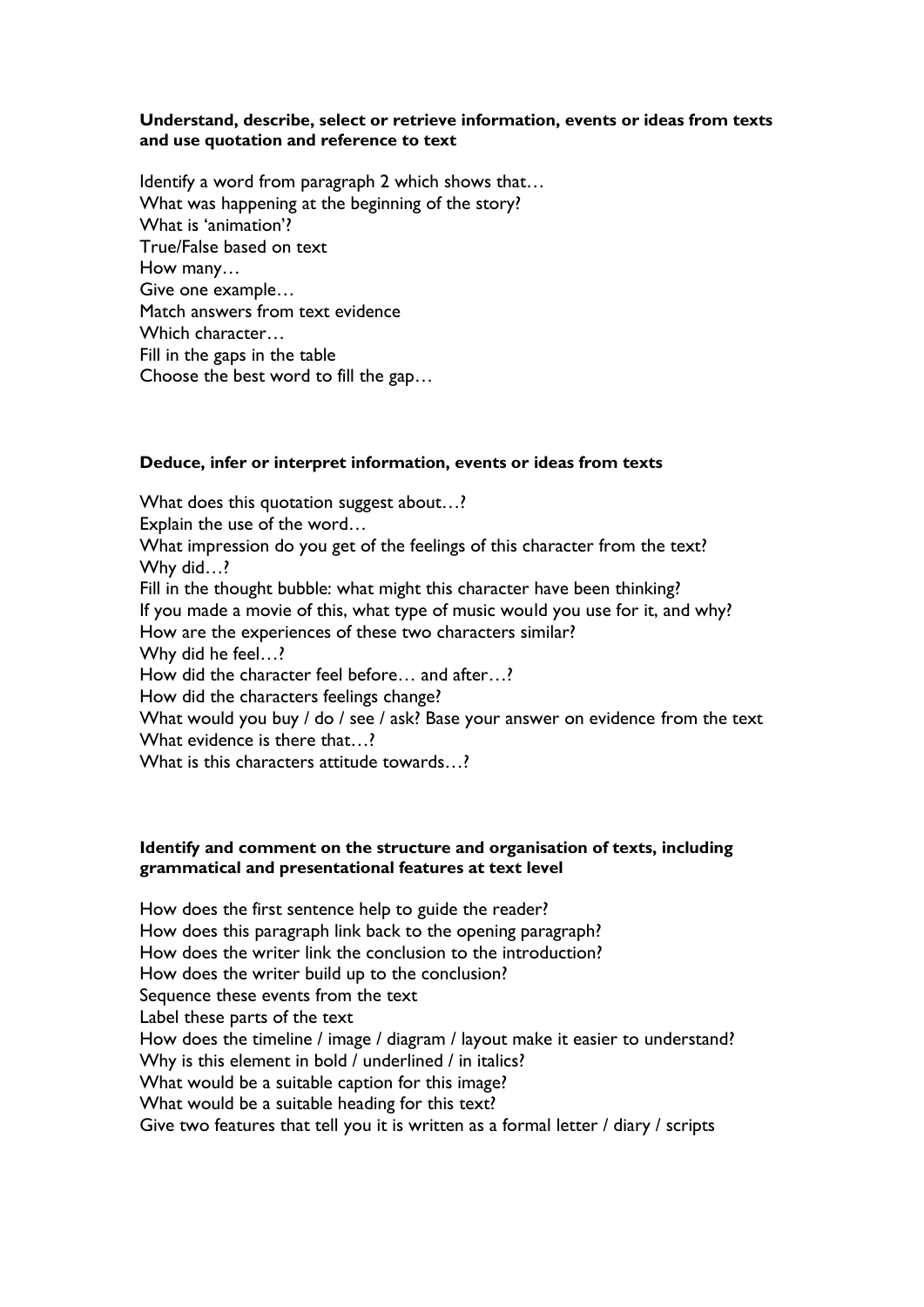**Understand, describe, select or retrieve information, events or ideas from texts and use quotation and reference to text**

Identify a word from paragraph 2 which shows that…
What was happening at the beginning of the story?
What is 'animation'?
True/False based on text
How many…
Give one example…
Match answers from text evidence
Which character…
Fill in the gaps in the table
Choose the best word to fill the gap…

**Deduce, infer or interpret information, events or ideas from texts**

What does this quotation suggest about…?
Explain the use of the word…
What impression do you get of the feelings of this character from the text?
Why did…?
Fill in the thought bubble: what might this character have been thinking?
If you made a movie of this, what type of music would you use for it, and why?
How are the experiences of these two characters similar?
Why did he feel…?
How did the character feel before… and after…?
How did the characters feelings change?
What would you buy / do / see / ask? Base your answer on evidence from the text
What evidence is there that…?
What is this characters attitude towards…?

**Identify and comment on the structure and organisation of texts, including grammatical and presentational features at text level**

How does the first sentence help to guide the reader?
How does this paragraph link back to the opening paragraph?
How does the writer link the conclusion to the introduction?
How does the writer build up to the conclusion?
Sequence these events from the text
Label these parts of the text
How does the timeline / image / diagram / layout make it easier to understand?
Why is this element in bold / underlined / in italics?
What would be a suitable caption for this image?
What would be a suitable heading for this text?
Give two features that tell you it is written as a formal letter / diary / scripts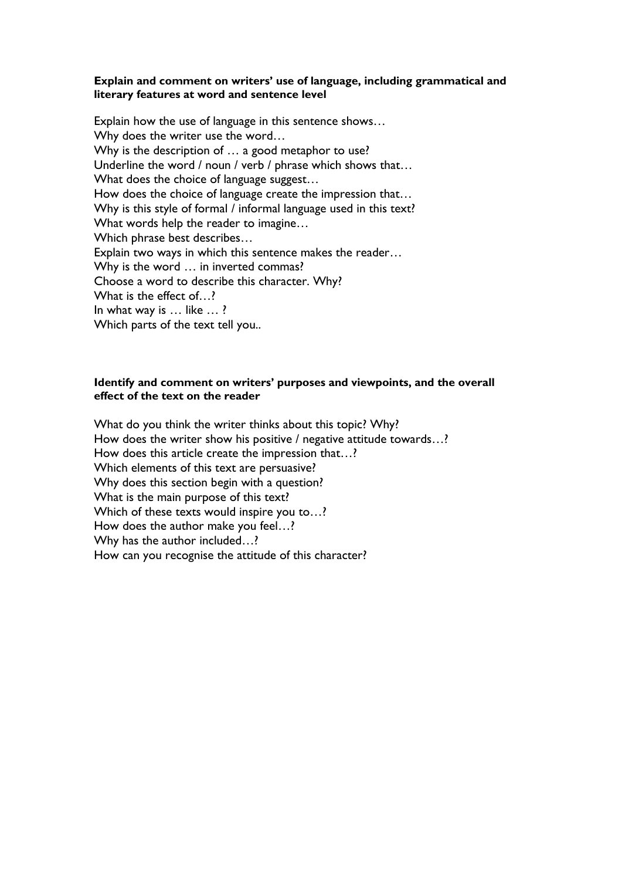**Explain and comment on writers' use of language, including grammatical and literary features at word and sentence level**

Explain how the use of language in this sentence shows…
Why does the writer use the word…
Why is the description of … a good metaphor to use?
Underline the word / noun / verb / phrase which shows that…
What does the choice of language suggest…
How does the choice of language create the impression that…
Why is this style of formal / informal language used in this text?
What words help the reader to imagine…
Which phrase best describes…
Explain two ways in which this sentence makes the reader…
Why is the word … in inverted commas?
Choose a word to describe this character. Why?
What is the effect of…?
In what way is … like … ?
Which parts of the text tell you..

**Identify and comment on writers' purposes and viewpoints, and the overall effect of the text on the reader**

What do you think the writer thinks about this topic? Why?
How does the writer show his positive / negative attitude towards…?
How does this article create the impression that…?
Which elements of this text are persuasive?
Why does this section begin with a question?
What is the main purpose of this text?
Which of these texts would inspire you to…?
How does the author make you feel…?
Why has the author included…?
How can you recognise the attitude of this character?